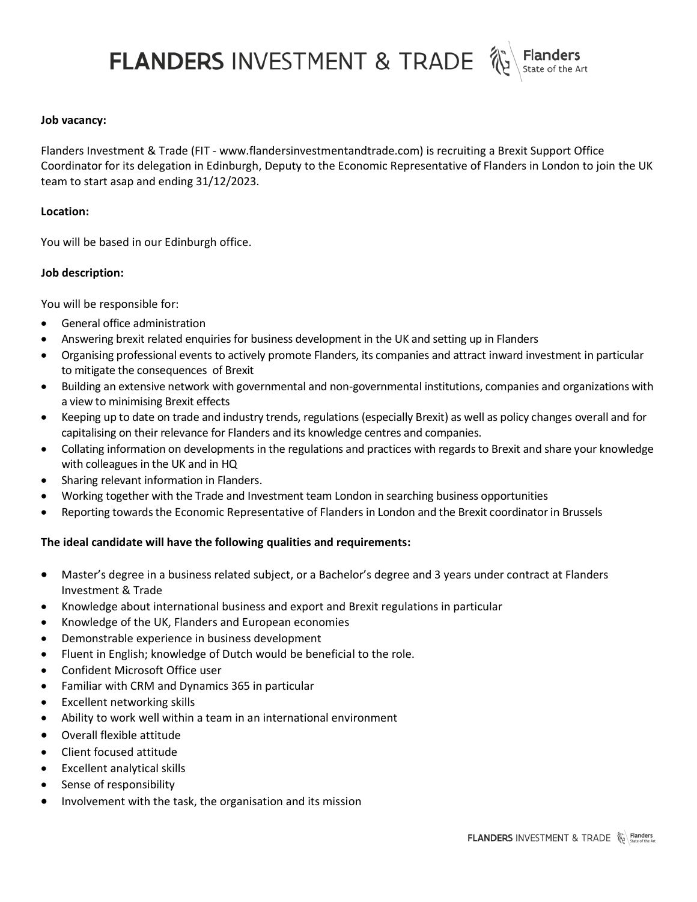**Job vacancy:**

Flanders Investment & Trade (FIT - www.flandersinvestmentandtrade.com) is recruiting a Brexit Support Office Coordinator for its delegation in Edinburgh, Deputy to the Economic Representative of Flanders in London to join the UK team to start asap and ending 31/12/2023.

**Location:**

You will be based in our Edinburgh office.

**Job description:**

You will be responsible for:

- General office administration
- Answering brexit related enquiries for business development in the UK and setting up in Flanders
- Organising professional events to actively promote Flanders, its companies and attract inward investment in particular to mitigate the consequences of Brexit
- Building an extensive network with governmental and non-governmental institutions, companies and organizations with a view to minimising Brexit effects
- Keeping up to date on trade and industry trends, regulations (especially Brexit) as well as policy changes overall and for capitalising on their relevance for Flanders and its knowledge centres and companies.
- Collating information on developments in the regulations and practices with regards to Brexit and share your knowledge with colleagues in the UK and in HQ
- Sharing relevant information in Flanders.
- Working together with the Trade and Investment team London in searching business opportunities
- Reporting towards the Economic Representative of Flanders in London and the Brexit coordinator in Brussels

**The ideal candidate will have the following qualities and requirements:**

- Master's degree in a business related subject, or a Bachelor's degree and 3 years under contract at Flanders Investment & Trade
- Knowledge about international business and export and Brexit regulations in particular
- Knowledge of the UK, Flanders and European economies
- Demonstrable experience in business development
- Fluent in English; knowledge of Dutch would be beneficial to the role.
- Confident Microsoft Office user
- Familiar with CRM and Dynamics 365 in particular
- Excellent networking skills
- Ability to work well within a team in an international environment
- Overall flexible attitude
- Client focused attitude
- Excellent analytical skills
- Sense of responsibility
- Involvement with the task, the organisation and its mission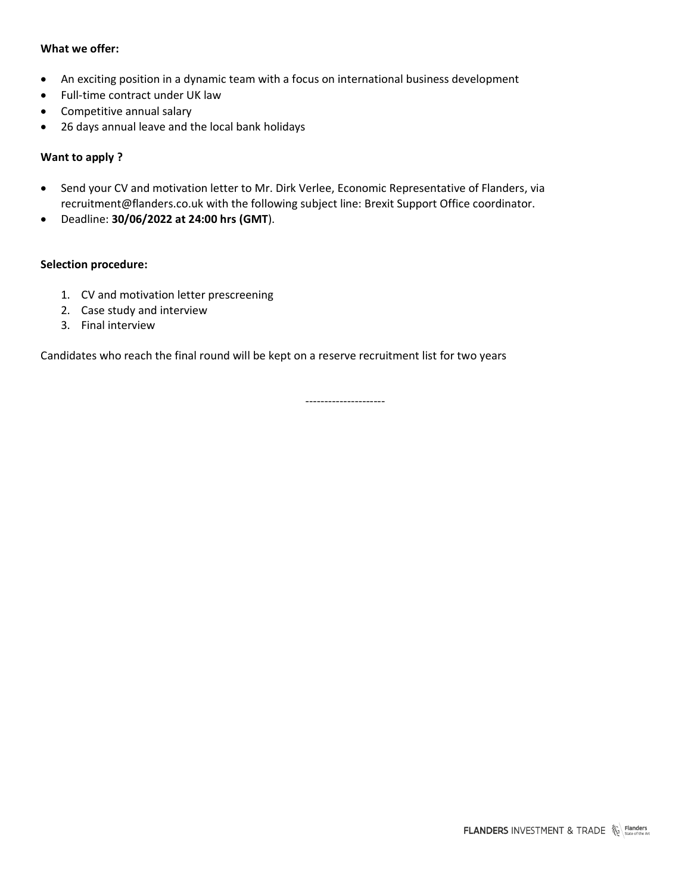**What we offer:**

- An exciting position in a dynamic team with a focus on international business development
- Full-time contract under UK law
- Competitive annual salary
- 26 days annual leave and the local bank holidays

**Want to apply ?**

- Send your CV and motivation letter to Mr. Dirk Verlee, Economic Representative of Flanders, via recruitment@flanders.co.uk with the following subject line: Brexit Support Office coordinator.
- Deadline: **30/06/2022 at 24:00 hrs (GMT**).

**Selection procedure:**

1. CV and motivation letter prescreening
2. Case study and interview
3. Final interview

Candidates who reach the final round will be kept on a reserve recruitment list for two years

---------------------